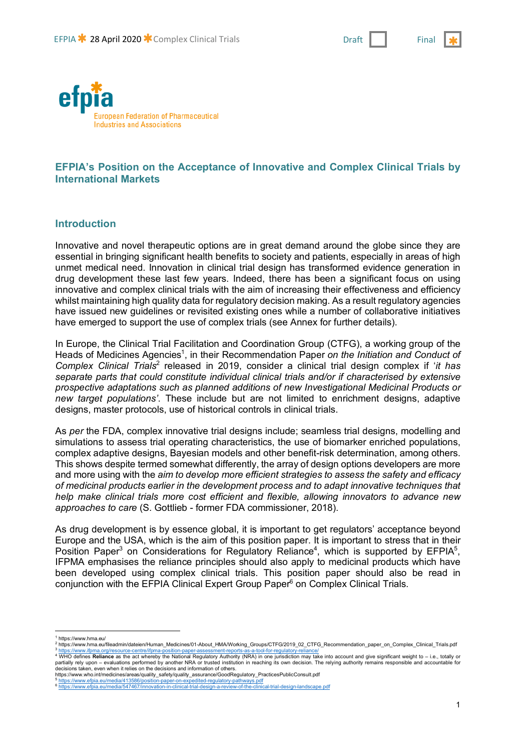# EFPIA's Position on the Acceptance of Innovative and Complex Clinical Trials by International Markets

## Introduction

Innovative and novel therapeutic options are in great demand around the globe since they are essential in bringing significant health benefits to society and patients, especially in areas of high unmet medical need. Innovation in clinical trial design has transformed evidence generation in drug development these last few years. Indeed, there has been a significant focus on using innovative and complex clinical trials with the aim of increasing their effectiveness and efficiency whilst maintaining high quality data for regulatory decision making. As a result regulatory agencies have issued new guidelines or revisited existing ones while a number of collaborative initiatives have emerged to support the use of complex trials (see Annex for further details).

In Europe, the Clinical Trial Facilitation and Coordination Group (CTFG), a working group of the Heads of Medicines Agencies[1], in their Recommendation Paper *on the Initiation and Conduct of Complex Clinical Trials*[2] released in 2019, consider a clinical trial design complex if '*it has separate parts that could constitute individual clinical trials and/or if characterised by extensive prospective adaptations such as planned additions of new Investigational Medicinal Products or new target populations'*. These include but are not limited to enrichment designs, adaptive designs, master protocols, use of historical controls in clinical trials.

As *per* the FDA, complex innovative trial designs include; seamless trial designs, modelling and simulations to assess trial operating characteristics, the use of biomarker enriched populations, complex adaptive designs, Bayesian models and other benefit-risk determination, among others. This shows despite termed somewhat differently, the array of design options developers are more and more using with the *aim to develop more efficient strategies to assess the safety and efficacy of medicinal products earlier in the development process and to adapt innovative techniques that help make clinical trials more cost efficient and flexible, allowing innovators to advance new approaches to care* (S. Gottlieb - former FDA commissioner, 2018).

As drug development is by essence global, it is important to get regulators' acceptance beyond Europe and the USA, which is the aim of this position paper. It is important to stress that in their Position Paper[3] on Considerations for Regulatory Reliance[4], which is supported by EFPIA[5], IFPMA emphasises the reliance principles should also apply to medicinal products which have been developed using complex clinical trials. This position paper should also be read in conjunction with the EFPIA Clinical Expert Group Paper[6] on Complex Clinical Trials.

---

[1] https://www.hma.eu/

[2] https://www.hma.eu/fileadmin/dateien/Human_Medicines/01-About_HMA/Working_Groups/CTFG/2019_02_CTFG_Recommendation_paper_on_Complex_Clinical_Trials.pdf

[3] https://www.ifpma.org/resource-centre/ifpma-position-paper-assessment-reports-as-a-tool-for-regulatory-reliance/

[4] WHO defines **Reliance** as the act whereby the National Regulatory Authority (NRA) in one jurisdiction may take into account and give significant weight to – i.e., totally or partially rely upon – evaluations performed by another NRA or trusted institution in reaching its own decision. The relying authority remains responsible and accountable for decisions taken, even when it relies on the decisions and information of others.
https://www.who.int/medicines/areas/quality_safety/quality_assurance/GoodRegulatory_PracticesPublicConsult.pdf

[5] https://www.efpia.eu/media/413586/position-paper-on-expedited-regulatory-pathways.pdf

[6] https://www.efpia.eu/media/547467/innovation-in-clinical-trial-design-a-review-of-the-clinical-trial-design-landscape.pdf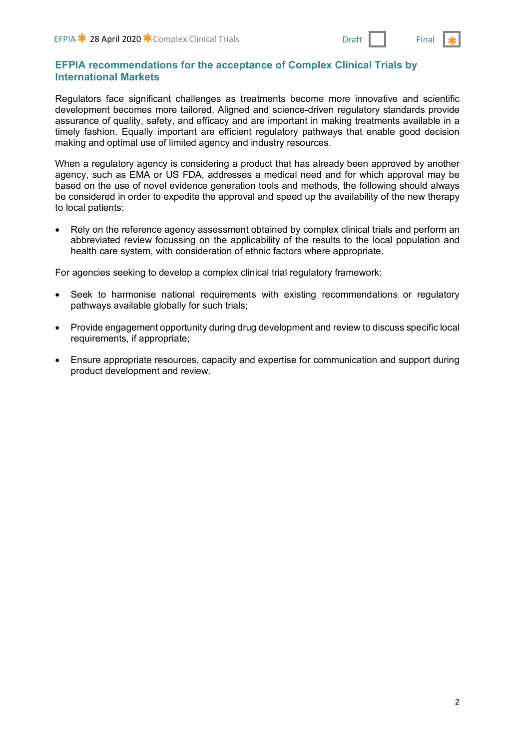## EFPIA recommendations for the acceptance of Complex Clinical Trials by International Markets

Regulators face significant challenges as treatments become more innovative and scientific development becomes more tailored. Aligned and science-driven regulatory standards provide assurance of quality, safety, and efficacy and are important in making treatments available in a timely fashion. Equally important are efficient regulatory pathways that enable good decision making and optimal use of limited agency and industry resources.

When a regulatory agency is considering a product that has already been approved by another agency, such as EMA or US FDA, addresses a medical need and for which approval may be based on the use of novel evidence generation tools and methods, the following should always be considered in order to expedite the approval and speed up the availability of the new therapy to local patients:

- Rely on the reference agency assessment obtained by complex clinical trials and perform an abbreviated review focussing on the applicability of the results to the local population and health care system, with consideration of ethnic factors where appropriate.

For agencies seeking to develop a complex clinical trial regulatory framework:

- Seek to harmonise national requirements with existing recommendations or regulatory pathways available globally for such trials;
- Provide engagement opportunity during drug development and review to discuss specific local requirements, if appropriate;
- Ensure appropriate resources, capacity and expertise for communication and support during product development and review.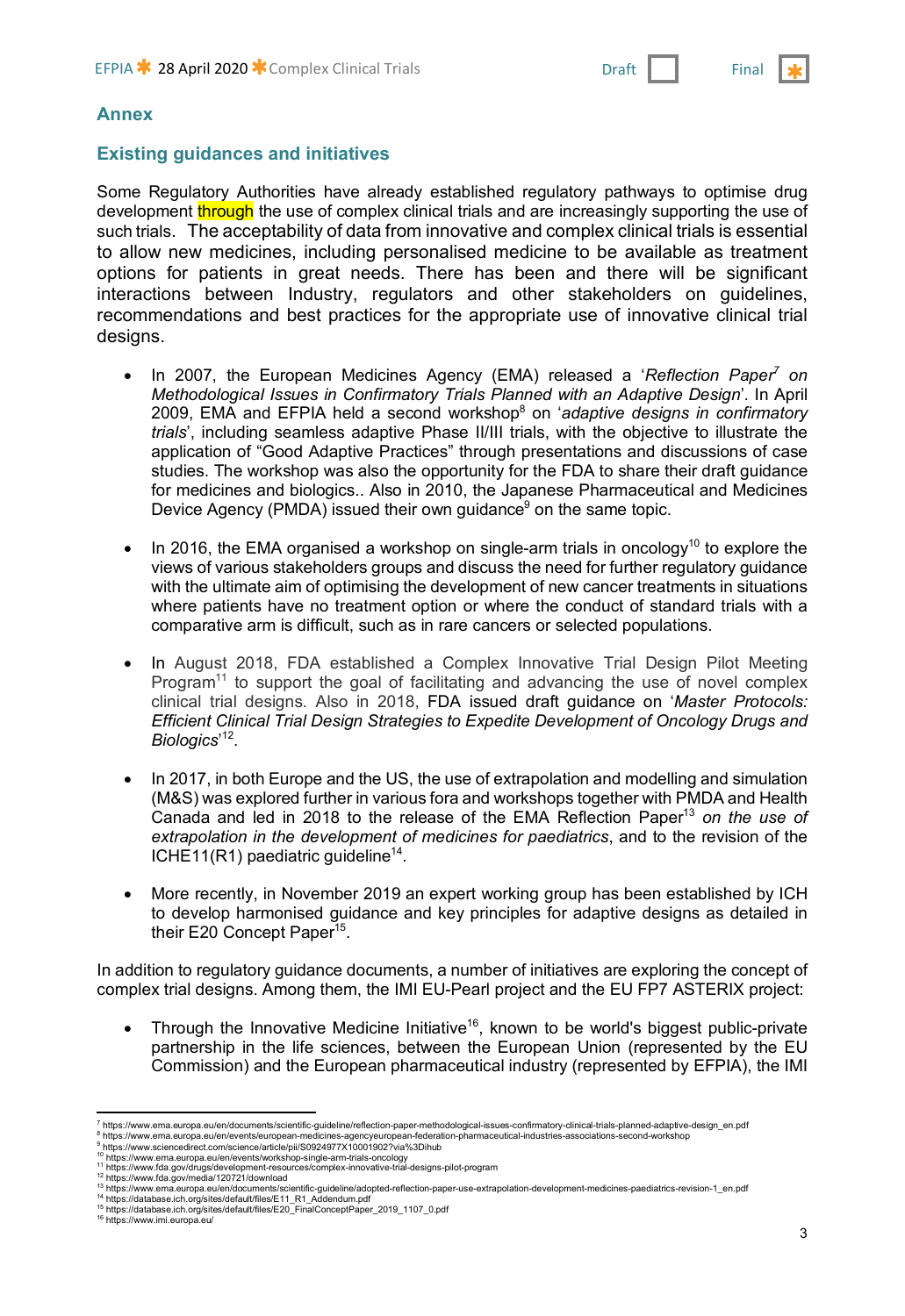## Annex

### Existing guidances and initiatives

Some Regulatory Authorities have already established regulatory pathways to optimise drug development through the use of complex clinical trials and are increasingly supporting the use of such trials. The acceptability of data from innovative and complex clinical trials is essential to allow new medicines, including personalised medicine to be available as treatment options for patients in great needs. There has been and there will be significant interactions between Industry, regulators and other stakeholders on guidelines, recommendations and best practices for the appropriate use of innovative clinical trial designs.

- In 2007, the European Medicines Agency (EMA) released a '*Reflection Paper*[7] *on Methodological Issues in Confirmatory Trials Planned with an Adaptive Design*'. In April 2009, EMA and EFPIA held a second workshop[8] on '*adaptive designs in confirmatory trials*', including seamless adaptive Phase II/III trials, with the objective to illustrate the application of "Good Adaptive Practices" through presentations and discussions of case studies. The workshop was also the opportunity for the FDA to share their draft guidance for medicines and biologics.. Also in 2010, the Japanese Pharmaceutical and Medicines Device Agency (PMDA) issued their own guidance[9] on the same topic.

- In 2016, the EMA organised a workshop on single-arm trials in oncology[10] to explore the views of various stakeholders groups and discuss the need for further regulatory guidance with the ultimate aim of optimising the development of new cancer treatments in situations where patients have no treatment option or where the conduct of standard trials with a comparative arm is difficult, such as in rare cancers or selected populations.

- In August 2018, FDA established a Complex Innovative Trial Design Pilot Meeting Program[11] to support the goal of facilitating and advancing the use of novel complex clinical trial designs. Also in 2018, FDA issued draft guidance on '*Master Protocols: Efficient Clinical Trial Design Strategies to Expedite Development of Oncology Drugs and Biologics*'[12].

- In 2017, in both Europe and the US, the use of extrapolation and modelling and simulation (M&S) was explored further in various fora and workshops together with PMDA and Health Canada and led in 2018 to the release of the EMA Reflection Paper[13] *on the use of extrapolation in the development of medicines for paediatrics*, and to the revision of the ICHE11(R1) paediatric guideline[14].

- More recently, in November 2019 an expert working group has been established by ICH to develop harmonised guidance and key principles for adaptive designs as detailed in their E20 Concept Paper[15].

In addition to regulatory guidance documents, a number of initiatives are exploring the concept of complex trial designs. Among them, the IMI EU-Pearl project and the EU FP7 ASTERIX project:

- Through the Innovative Medicine Initiative[16], known to be world's biggest public-private partnership in the life sciences, between the European Union (represented by the EU Commission) and the European pharmaceutical industry (represented by EFPIA), the IMI

---

[7] https://www.ema.europa.eu/en/documents/scientific-guideline/reflection-paper-methodological-issues-confirmatory-clinical-trials-planned-adaptive-design_en.pdf
[8] https://www.ema.europa.eu/en/events/european-medicines-agencyeuropean-federation-pharmaceutical-industries-associations-second-workshop
[9] https://www.sciencedirect.com/science/article/pii/S0924977X10001902?via%3Dihub
[10] https://www.ema.europa.eu/en/events/workshop-single-arm-trials-oncology
[11] https://www.fda.gov/drugs/development-resources/complex-innovative-trial-designs-pilot-program
[12] https://www.fda.gov/media/120721/download
[13] https://www.ema.europa.eu/en/documents/scientific-guideline/adopted-reflection-paper-use-extrapolation-development-medicines-paediatrics-revision-1_en.pdf
[14] https://database.ich.org/sites/default/files/E11_R1_Addendum.pdf
[15] https://database.ich.org/sites/default/files/E20_FinalConceptPaper_2019_1107_0.pdf
[16] https://www.imi.europa.eu/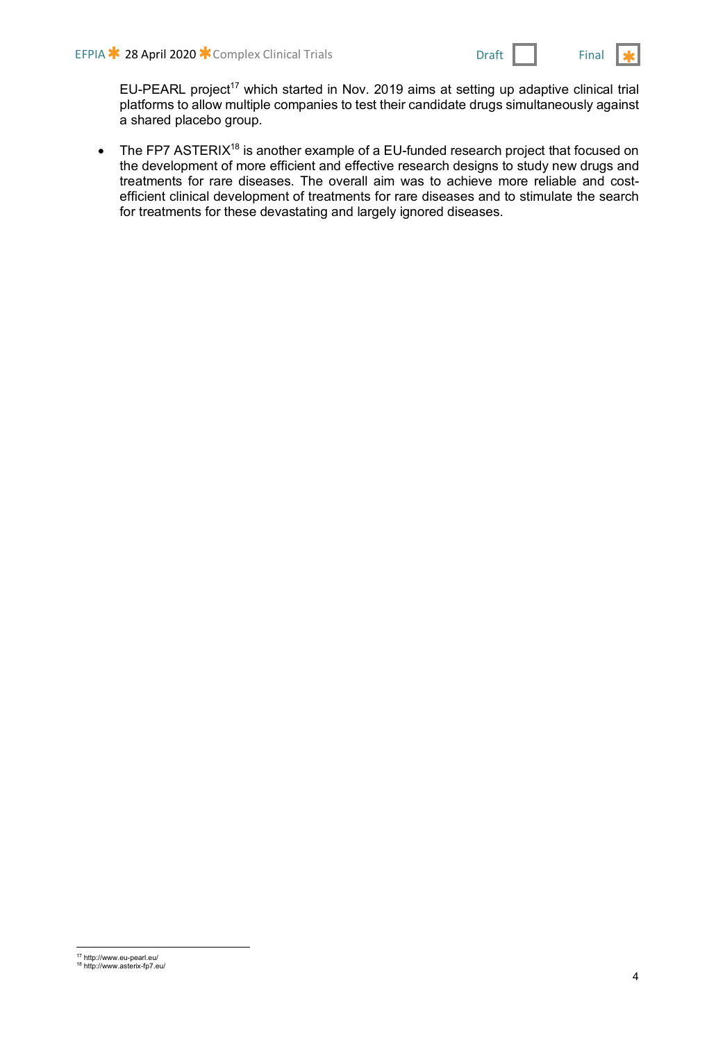EU-PEARL project[17] which started in Nov. 2019 aims at setting up adaptive clinical trial platforms to allow multiple companies to test their candidate drugs simultaneously against a shared placebo group.

- The FP7 ASTERIX[18] is another example of a EU-funded research project that focused on the development of more efficient and effective research designs to study new drugs and treatments for rare diseases. The overall aim was to achieve more reliable and cost-efficient clinical development of treatments for rare diseases and to stimulate the search for treatments for these devastating and largely ignored diseases.

[17] http://www.eu-pearl.eu/
[18] http://www.asterix-fp7.eu/